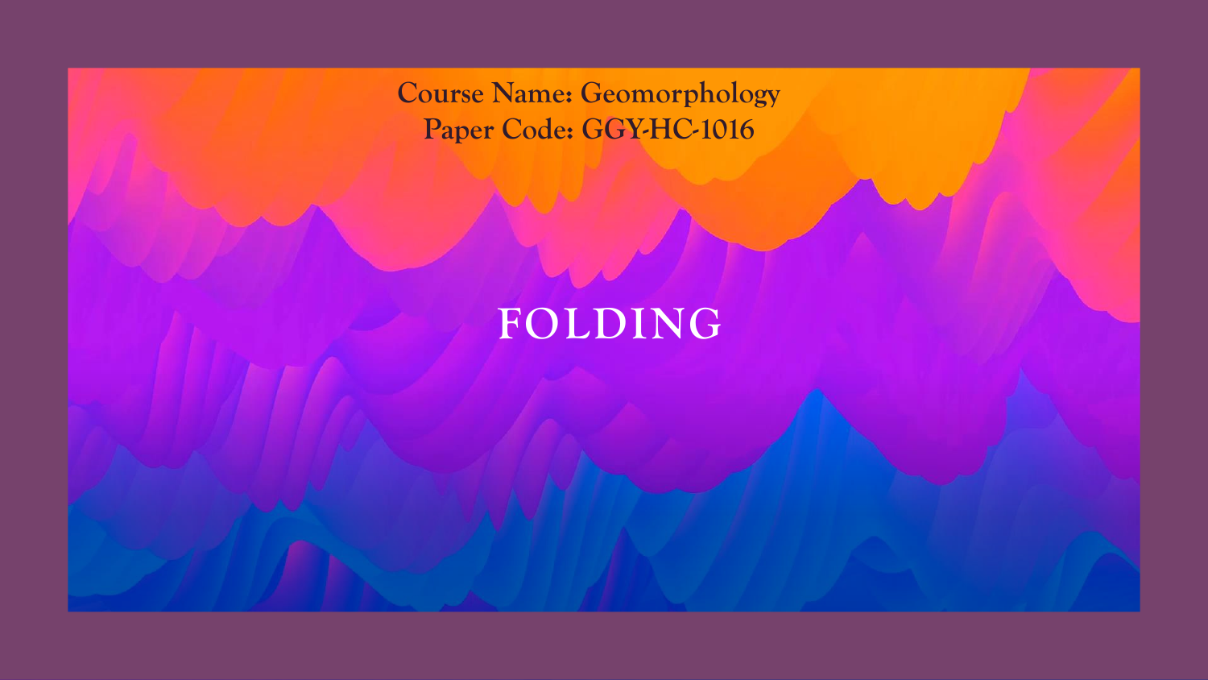Course Name: Geomorphology

Paper Code: GGY-HC-1016

# FOLDING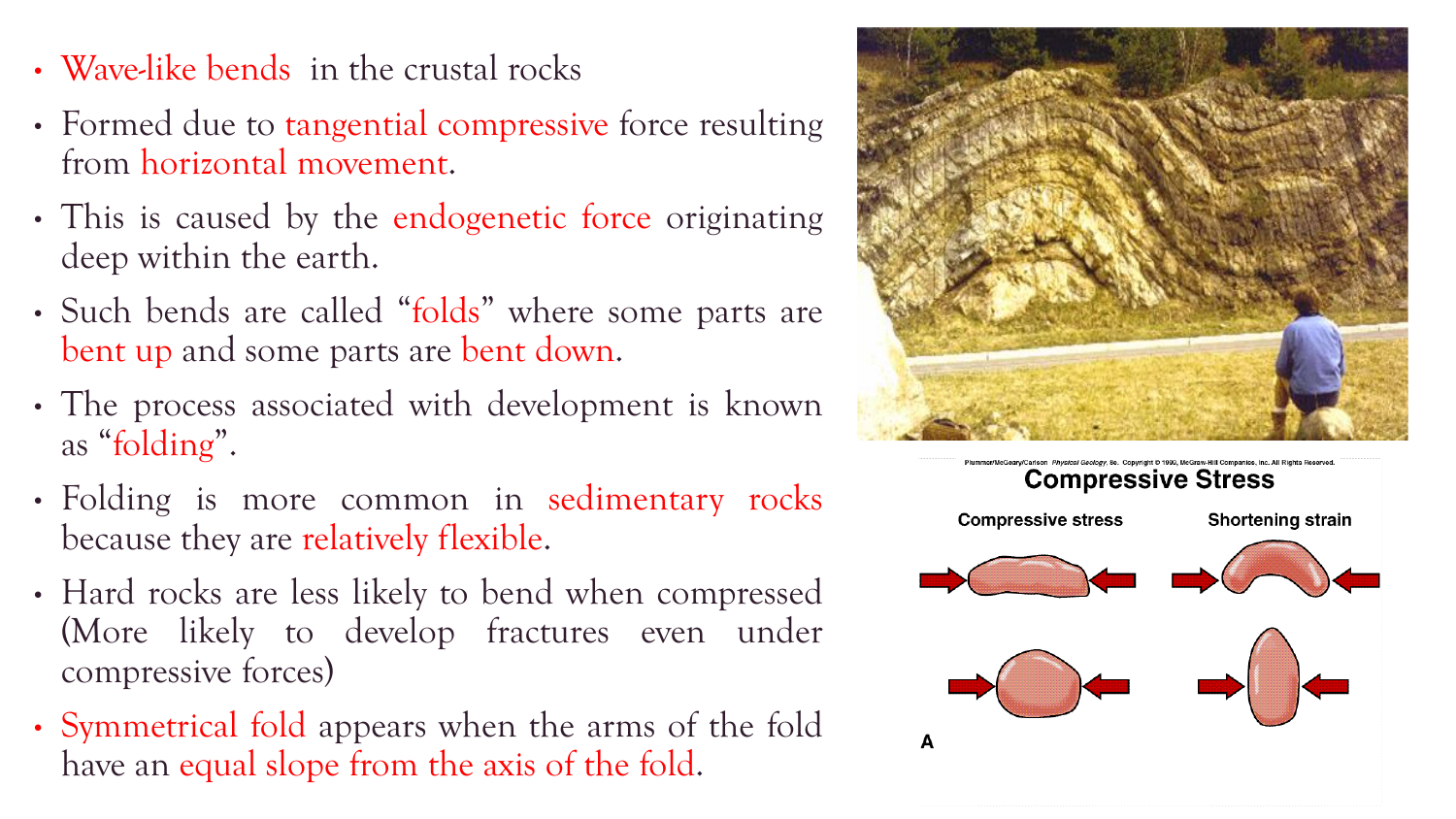- Wave-like bends in the crustal rocks
- Formed due to tangential compressive force resulting from horizontal movement.
- This is caused by the endogenetic force originating deep within the earth.
- Such bends are called "folds" where some parts are bent up and some parts are bent down.
- The process associated with development is known as "folding".
- Folding is more common in sedimentary rocks because they are relatively flexible.
- Hard rocks are less likely to bend when compressed (More likely to develop fractures even under compressive forces)
- Symmetrical fold appears when the arms of the fold have an equal slope from the axis of the fold.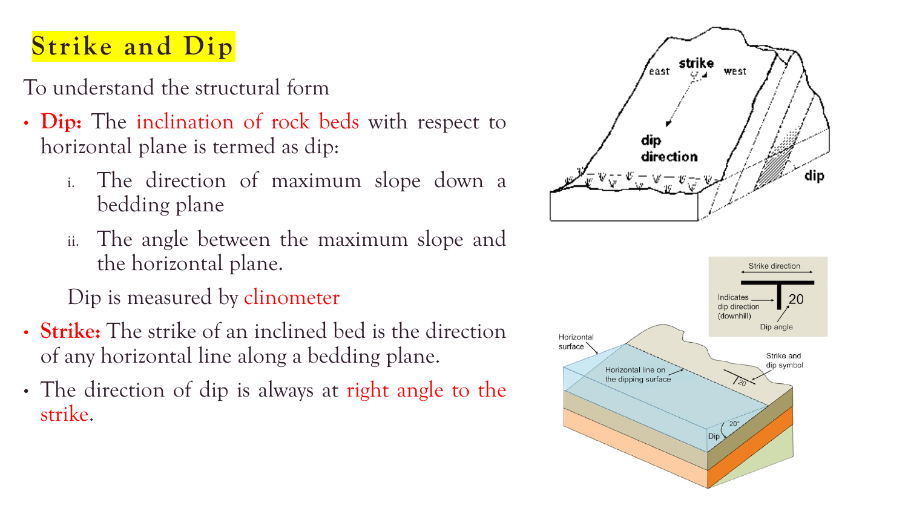# Strike and Dip

To understand the structural form

- **Dip:** The inclination of rock beds with respect to horizontal plane is termed as dip:
  - i. The direction of maximum slope down a bedding plane
  - ii. The angle between the maximum slope and the horizontal plane.

  Dip is measured by clinometer

- **Strike:** The strike of an inclined bed is the direction of any horizontal line along a bedding plane.
- The direction of dip is always at right angle to the strike.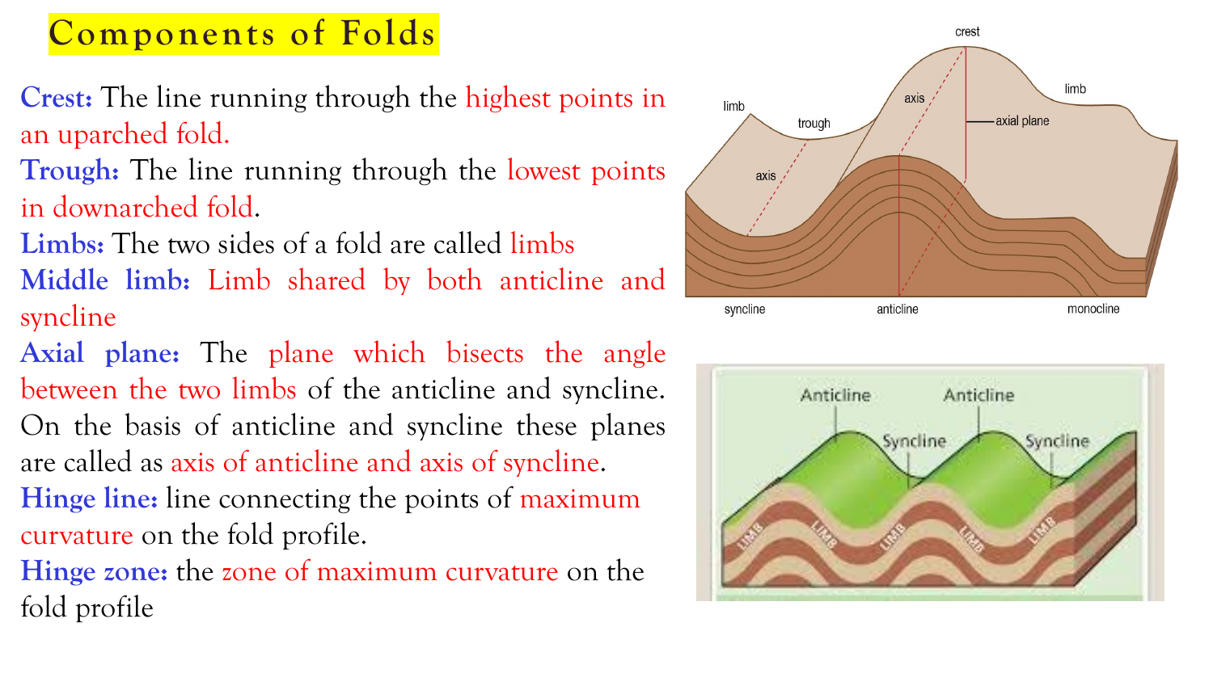# Components of Folds

**Crest:** The line running through the highest points in an uparched fold.

**Trough:** The line running through the lowest points in downarched fold.

**Limbs:** The two sides of a fold are called limbs

**Middle limb:** Limb shared by both anticline and syncline

**Axial plane:** The plane which bisects the angle between the two limbs of the anticline and syncline. On the basis of anticline and syncline these planes are called as axis of anticline and axis of syncline.

**Hinge line:** line connecting the points of maximum curvature on the fold profile.

**Hinge zone:** the zone of maximum curvature on the fold profile

crest
limb
axis
trough
axial plane
limb
axis
syncline
anticline
monocline

Anticline
Anticline
Syncline
Syncline
LIMB
LIMB
LIMB
LIMB
LIMB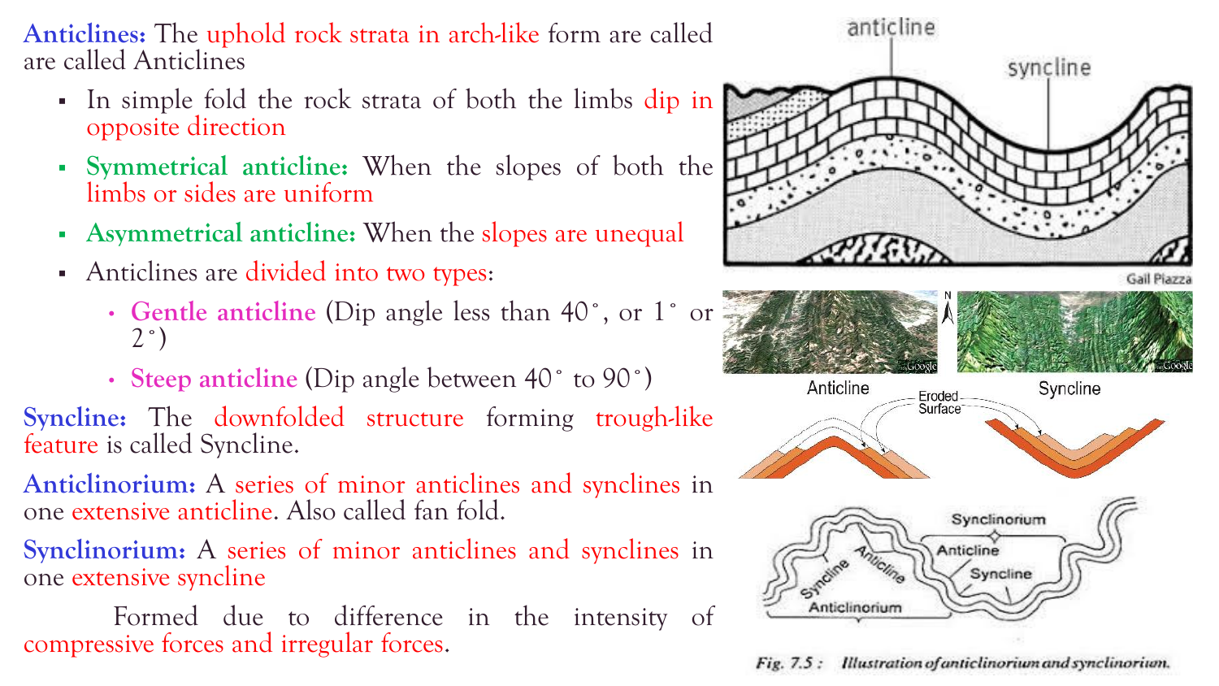**Anticlines:** The uphold rock strata in arch-like form are called are called Anticlines

- In simple fold the rock strata of both the limbs dip in opposite direction
- **Symmetrical anticline:** When the slopes of both the limbs or sides are uniform
- **Asymmetrical anticline:** When the slopes are unequal
- Anticlines are divided into two types:
  - **Gentle anticline** (Dip angle less than 40˚, or 1˚ or 2˚)
  - **Steep anticline** (Dip angle between 40˚ to 90˚)

**Syncline:** The downfolded structure forming trough-like feature is called Syncline.

**Anticlinorium:** A series of minor anticlines and synclines in one extensive anticline. Also called fan fold.

**Synclinorium:** A series of minor anticlines and synclines in one extensive syncline

Formed due to difference in the intensity of compressive forces and irregular forces.

anticline

syncline

Gail Piazza

Anticline

Syncline

Eroded Surface

Synclinorium

Anticline

Syncline

Syncline

Anticline

Anticlinorium

*Fig. 7.5 : Illustration of anticlinorium and synclinorium.*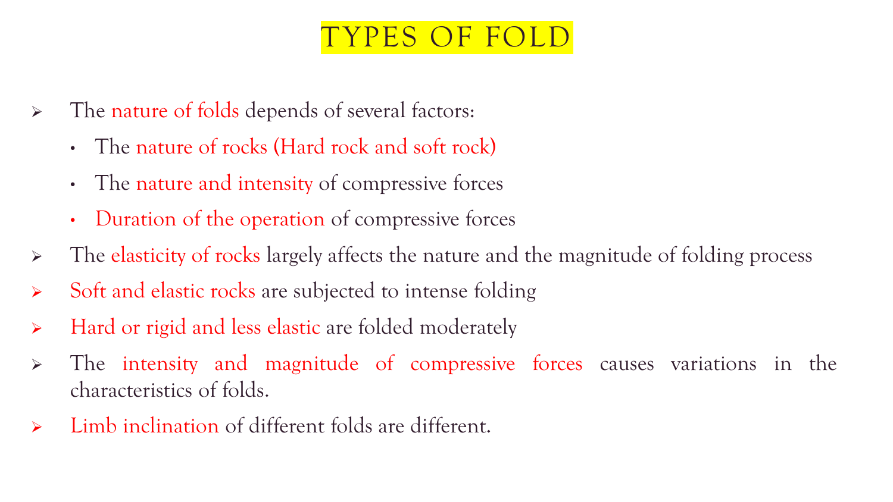# TYPES OF FOLD

- The nature of folds depends of several factors:
  - The nature of rocks (Hard rock and soft rock)
  - The nature and intensity of compressive forces
  - Duration of the operation of compressive forces
- The elasticity of rocks largely affects the nature and the magnitude of folding process
- Soft and elastic rocks are subjected to intense folding
- Hard or rigid and less elastic are folded moderately
- The intensity and magnitude of compressive forces causes variations in the characteristics of folds.
- Limb inclination of different folds are different.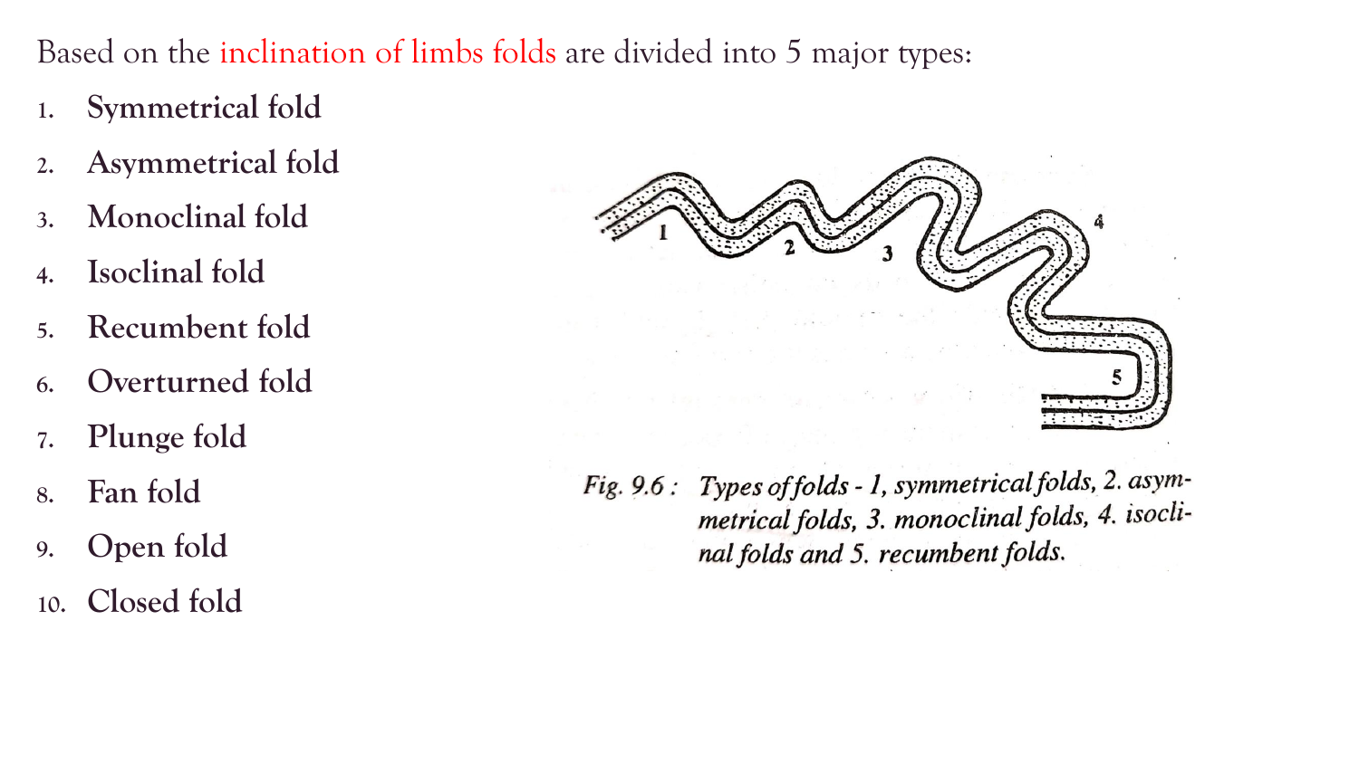Based on the inclination of limbs folds are divided into 5 major types:

1. **Symmetrical fold**
2. **Asymmetrical fold**
3. **Monoclinal fold**
4. **Isoclinal fold**
5. **Recumbent fold**
6. **Overturned fold**
7. **Plunge fold**
8. **Fan fold**
9. **Open fold**
10. **Closed fold**

1
2
3
4
5

*Fig. 9.6 : Types of folds - 1, symmetrical folds, 2. asymmetrical folds, 3. monoclinal folds, 4. isoclinal folds and 5. recumbent folds.*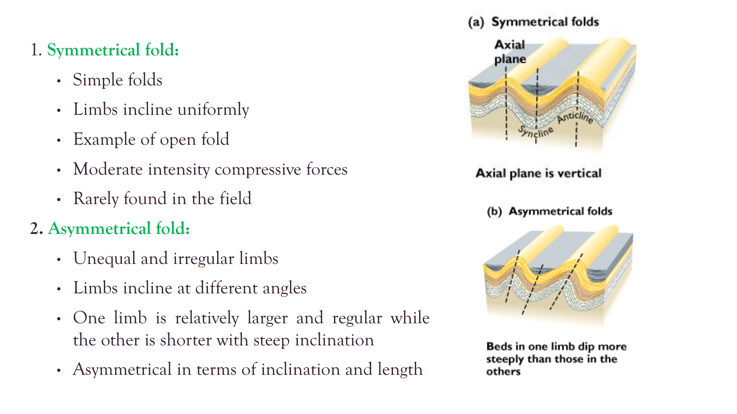1. **Symmetrical fold:**
   - Simple folds
   - Limbs incline uniformly
   - Example of open fold
   - Moderate intensity compressive forces
   - Rarely found in the field
2. **Asymmetrical fold:**
   - Unequal and irregular limbs
   - Limbs incline at different angles
   - One limb is relatively larger and regular while the other is shorter with steep inclination
   - Asymmetrical in terms of inclination and length

(a) Symmetrical folds

Axial plane

Syncline

Anticline

Axial plane is vertical

(b) Asymmetrical folds

Beds in one limb dip more steeply than those in the others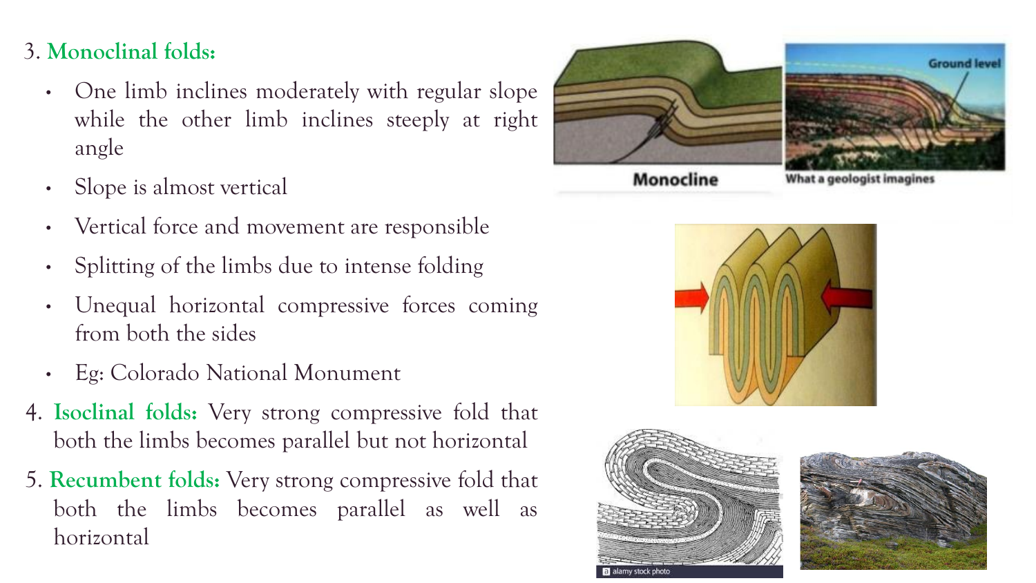3. **Monoclinal folds:**
   - One limb inclines moderately with regular slope while the other limb inclines steeply at right angle
   - Slope is almost vertical
   - Vertical force and movement are responsible
   - Splitting of the limbs due to intense folding
   - Unequal horizontal compressive forces coming from both the sides
   - Eg: Colorado National Monument
4. **Isoclinal folds:** Very strong compressive fold that both the limbs becomes parallel but not horizontal
5. **Recumbent folds:** Very strong compressive fold that both the limbs becomes parallel as well as horizontal

Monocline

Ground level

What a geologist imagines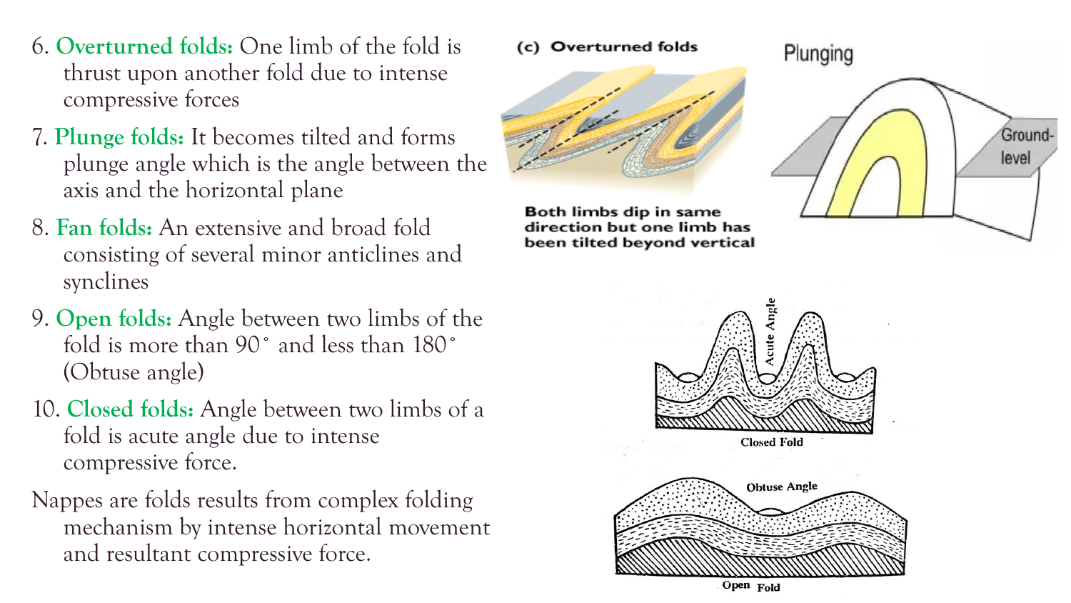6. **Overturned folds:** One limb of the fold is thrust upon another fold due to intense compressive forces
7. **Plunge folds:** It becomes tilted and forms plunge angle which is the angle between the axis and the horizontal plane
8. **Fan folds:** An extensive and broad fold consisting of several minor anticlines and synclines
9. **Open folds:** Angle between two limbs of the fold is more than 90° and less than 180° (Obtuse angle)
10. **Closed folds:** Angle between two limbs of a fold is acute angle due to intense compressive force.

Nappes are folds results from complex folding mechanism by intense horizontal movement and resultant compressive force.

(c) Overturned folds

Both limbs dip in same direction but one limb has been tilted beyond vertical

Plunging

Ground-level

Acute Angle

Closed Fold

Obtuse Angle

Open Fold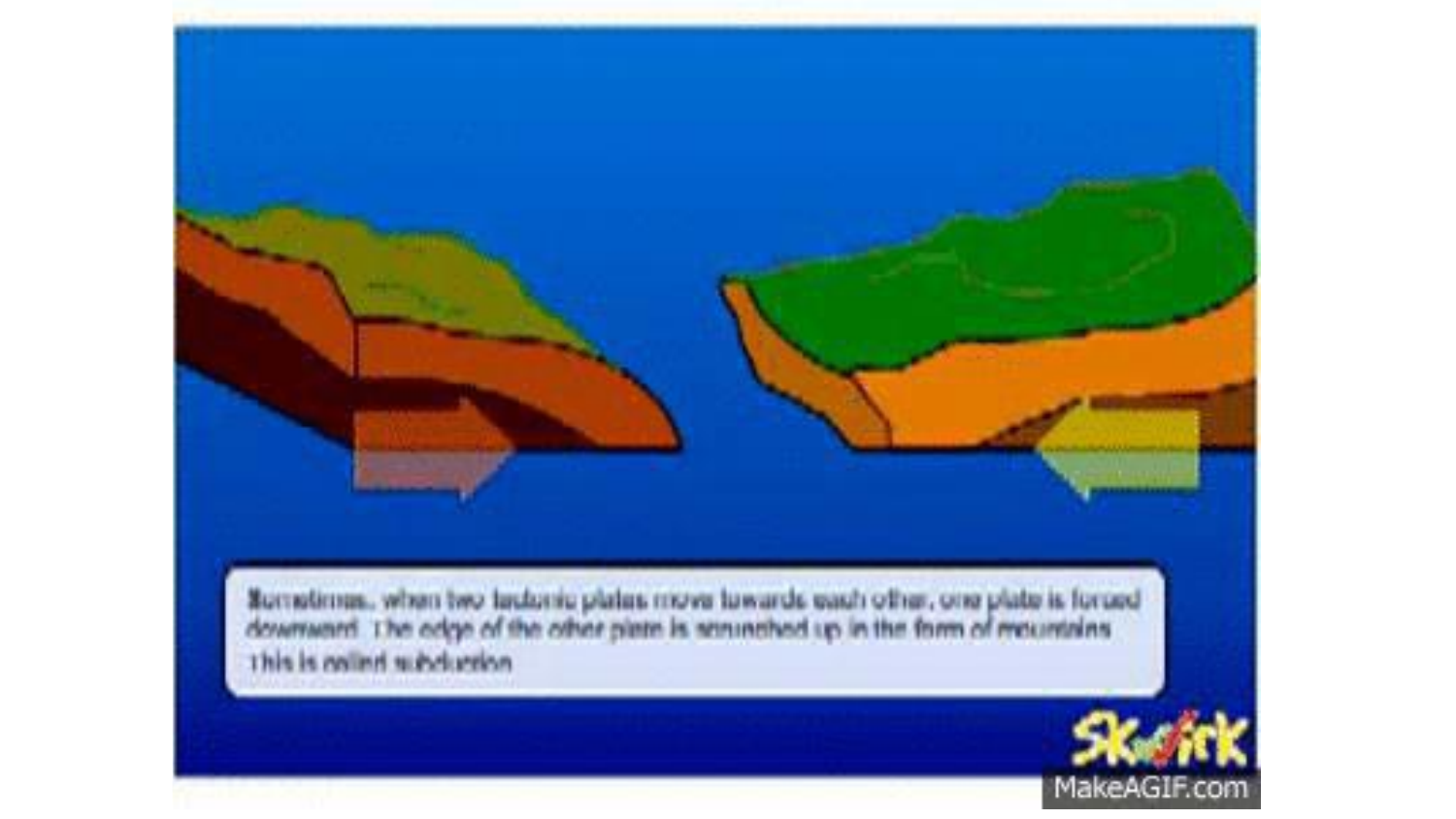Sometimes, when two tectonic plates move towards each other, one plate is forced downward. The edge of the other plate is scrunched up in the form of mountains. This is called subduction.